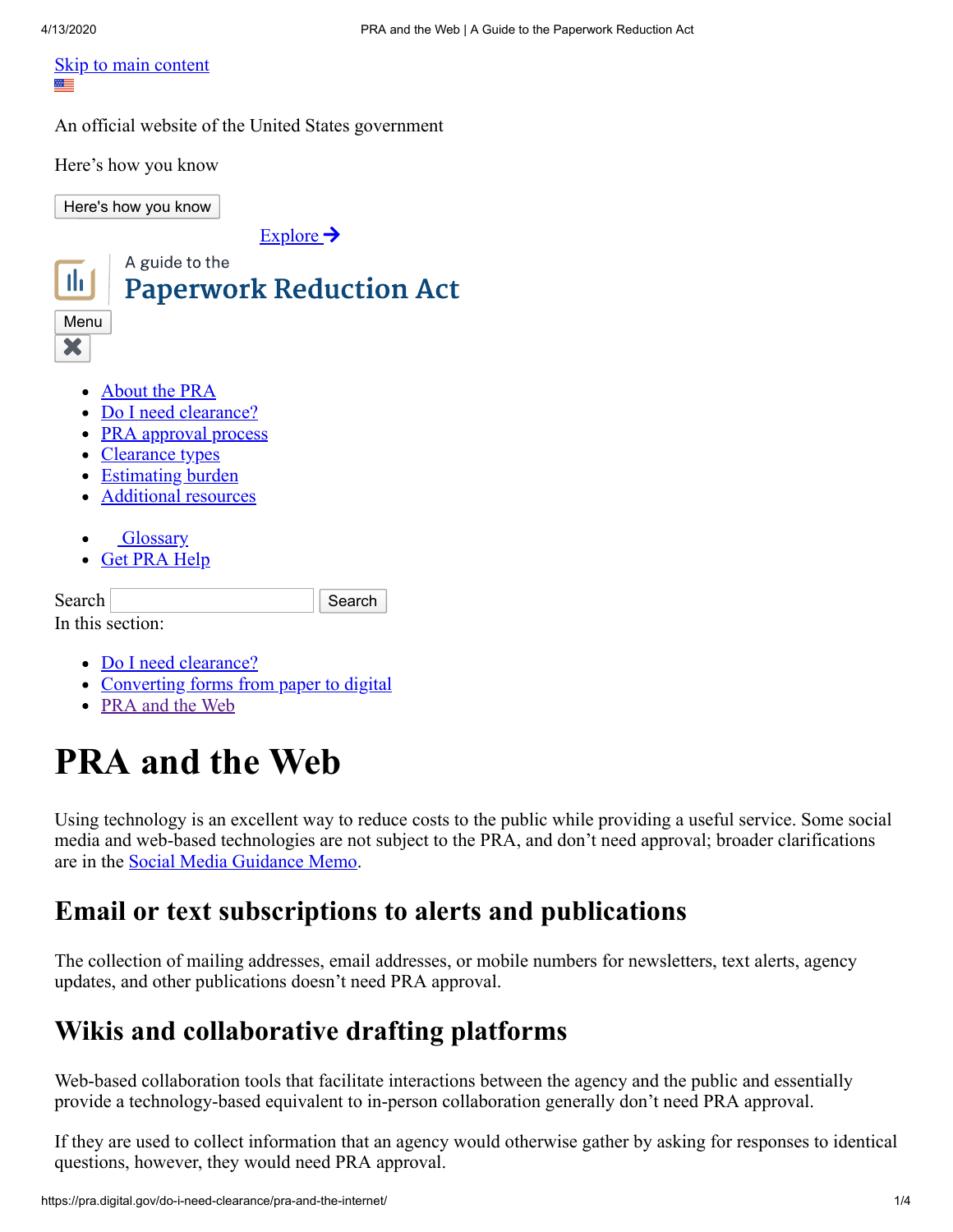Skip to main content

An official website of the United States government

Here's how you know

Here's how you know

Explore

A guide to the

Paperwork Reduction Act

Menu

- About the PRA
- Do I need clearance?
- PRA approval process
- Clearance types
- Estimating burden
- Additional resources

- Glossary
- Get PRA Help

Search Search

In this section:

- Do I need clearance?
- Converting forms from paper to digital
- PRA and the Web

# PRA and the Web

Using technology is an excellent way to reduce costs to the public while providing a useful service. Some social media and web-based technologies are not subject to the PRA, and don't need approval; broader clarifications are in the Social Media Guidance Memo.

## Email or text subscriptions to alerts and publications

The collection of mailing addresses, email addresses, or mobile numbers for newsletters, text alerts, agency updates, and other publications doesn't need PRA approval.

## Wikis and collaborative drafting platforms

Web-based collaboration tools that facilitate interactions between the agency and the public and essentially provide a technology-based equivalent to in-person collaboration generally don't need PRA approval.

If they are used to collect information that an agency would otherwise gather by asking for responses to identical questions, however, they would need PRA approval.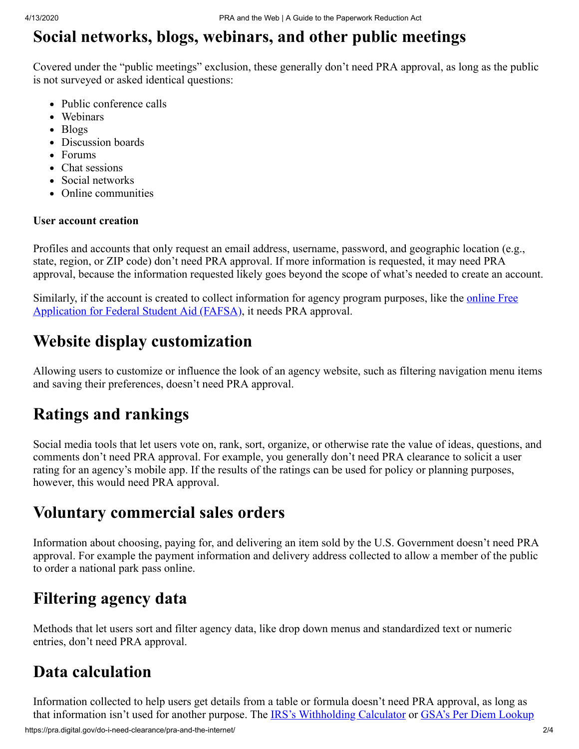## Social networks, blogs, webinars, and other public meetings

Covered under the "public meetings" exclusion, these generally don't need PRA approval, as long as the public is not surveyed or asked identical questions:

- Public conference calls
- Webinars
- Blogs
- Discussion boards
- Forums
- Chat sessions
- Social networks
- Online communities

#### User account creation

Profiles and accounts that only request an email address, username, password, and geographic location (e.g., state, region, or ZIP code) don't need PRA approval. If more information is requested, it may need PRA approval, because the information requested likely goes beyond the scope of what's needed to create an account.

Similarly, if the account is created to collect information for agency program purposes, like the [online Free Application for Federal Student Aid (FAFSA)](), it needs PRA approval.

## Website display customization

Allowing users to customize or influence the look of an agency website, such as filtering navigation menu items and saving their preferences, doesn't need PRA approval.

## Ratings and rankings

Social media tools that let users vote on, rank, sort, organize, or otherwise rate the value of ideas, questions, and comments don't need PRA approval. For example, you generally don't need PRA clearance to solicit a user rating for an agency's mobile app. If the results of the ratings can be used for policy or planning purposes, however, this would need PRA approval.

## Voluntary commercial sales orders

Information about choosing, paying for, and delivering an item sold by the U.S. Government doesn't need PRA approval. For example the payment information and delivery address collected to allow a member of the public to order a national park pass online.

## Filtering agency data

Methods that let users sort and filter agency data, like drop down menus and standardized text or numeric entries, don't need PRA approval.

## Data calculation

Information collected to help users get details from a table or formula doesn't need PRA approval, as long as that information isn't used for another purpose. The [IRS's Withholding Calculator]() or [GSA's Per Diem Lookup]()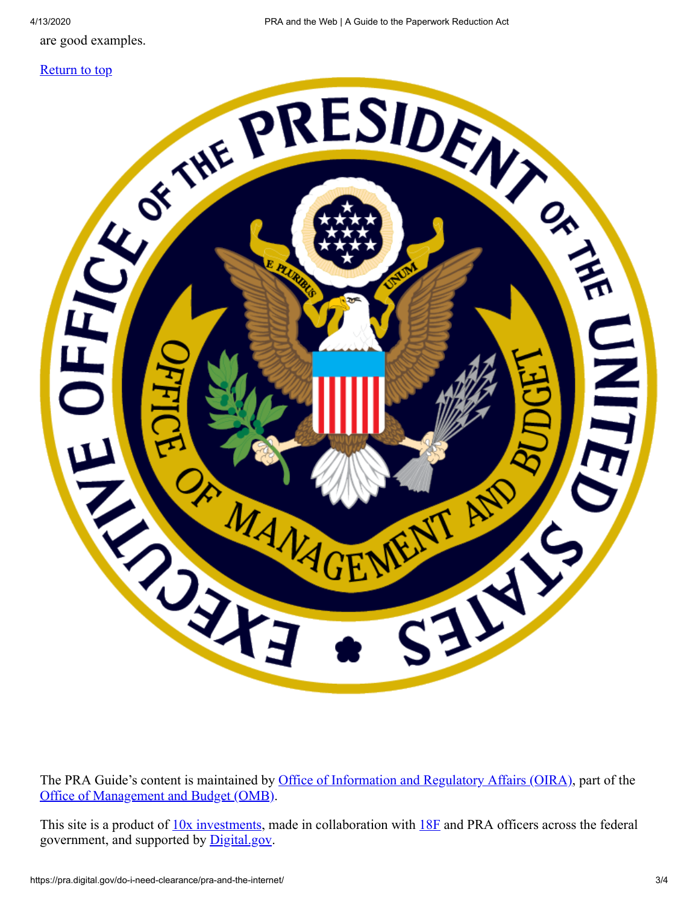are good examples.

[Return to top](#)

The PRA Guide's content is maintained by [Office of Information and Regulatory Affairs (OIRA)](#), part of the [Office of Management and Budget (OMB)](#).

This site is a product of [10x investments](#), made in collaboration with [18F](#) and PRA officers across the federal government, and supported by [Digital.gov](#).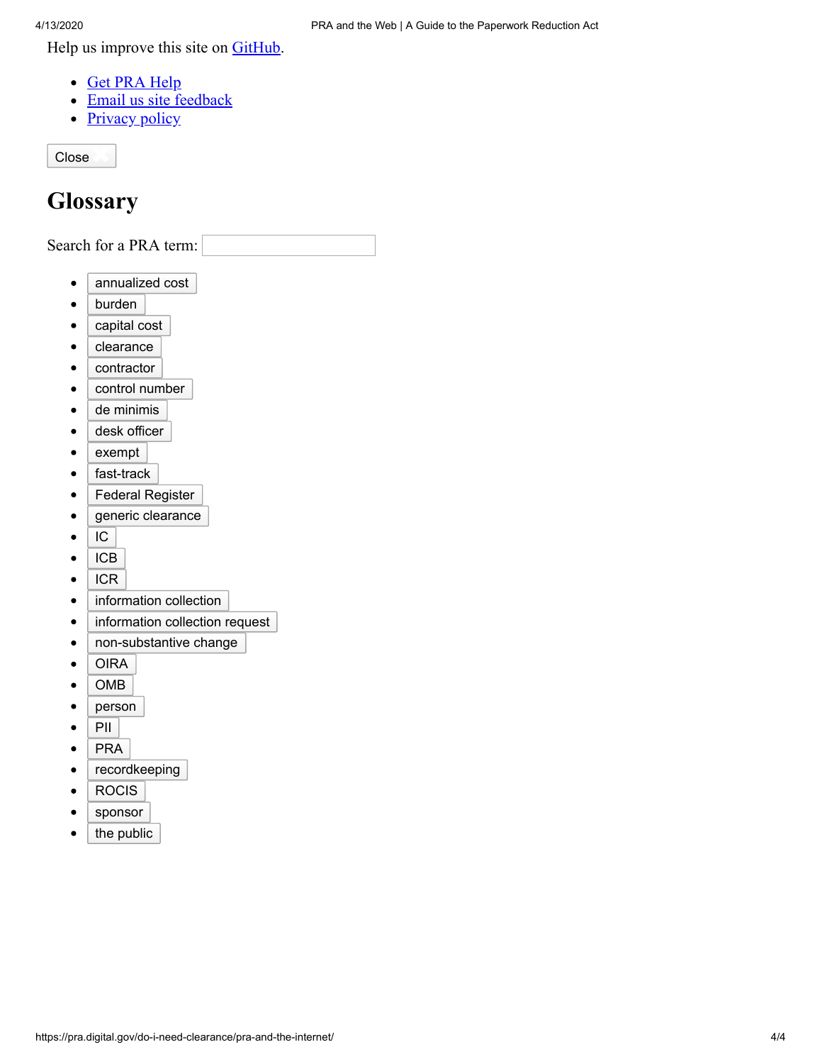Help us improve this site on [GitHub](https://github.com).

- [Get PRA Help]()
- [Email us site feedback]()
- [Privacy policy]()

Close

## Glossary

Search for a PRA term:

- annualized cost
- burden
- capital cost
- clearance
- contractor
- control number
- de minimis
- desk officer
- exempt
- fast-track
- Federal Register
- generic clearance
- IC
- ICB
- ICR
- information collection
- information collection request
- non-substantive change
- OIRA
- OMB
- person
- PII
- PRA
- recordkeeping
- ROCIS
- sponsor
- the public